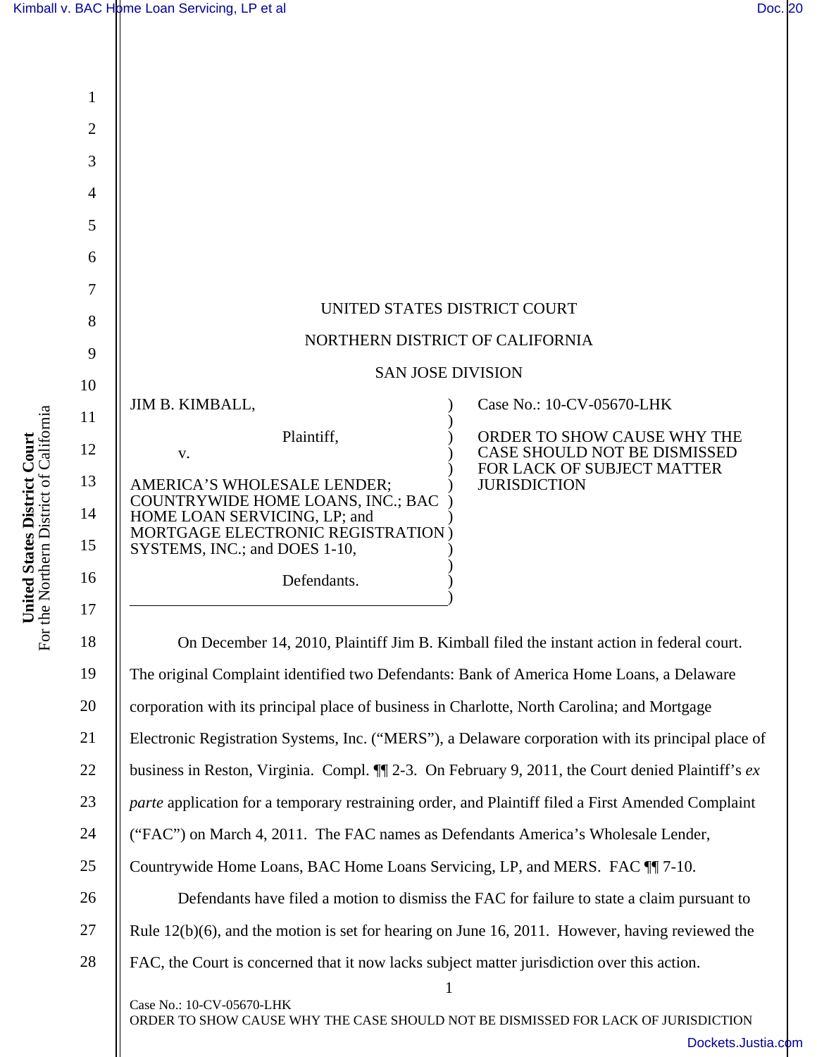UNITED STATES DISTRICT COURT

NORTHERN DISTRICT OF CALIFORNIA

SAN JOSE DIVISION

JIM B. KIMBALL,

Plaintiff,

v.

AMERICA'S WHOLESALE LENDER; COUNTRYWIDE HOME LOANS, INC.; BAC HOME LOAN SERVICING, LP; and MORTGAGE ELECTRONIC REGISTRATION SYSTEMS, INC.; and DOES 1-10,

Defendants.

Case No.: 10-CV-05670-LHK

ORDER TO SHOW CAUSE WHY THE CASE SHOULD NOT BE DISMISSED FOR LACK OF SUBJECT MATTER JURISDICTION

On December 14, 2010, Plaintiff Jim B. Kimball filed the instant action in federal court. The original Complaint identified two Defendants: Bank of America Home Loans, a Delaware corporation with its principal place of business in Charlotte, North Carolina; and Mortgage Electronic Registration Systems, Inc. ("MERS"), a Delaware corporation with its principal place of business in Reston, Virginia. Compl. ¶¶ 2-3. On February 9, 2011, the Court denied Plaintiff's *ex parte* application for a temporary restraining order, and Plaintiff filed a First Amended Complaint ("FAC") on March 4, 2011. The FAC names as Defendants America's Wholesale Lender, Countrywide Home Loans, BAC Home Loans Servicing, LP, and MERS. FAC ¶¶ 7-10.

Defendants have filed a motion to dismiss the FAC for failure to state a claim pursuant to Rule 12(b)(6), and the motion is set for hearing on June 16, 2011. However, having reviewed the FAC, the Court is concerned that it now lacks subject matter jurisdiction over this action.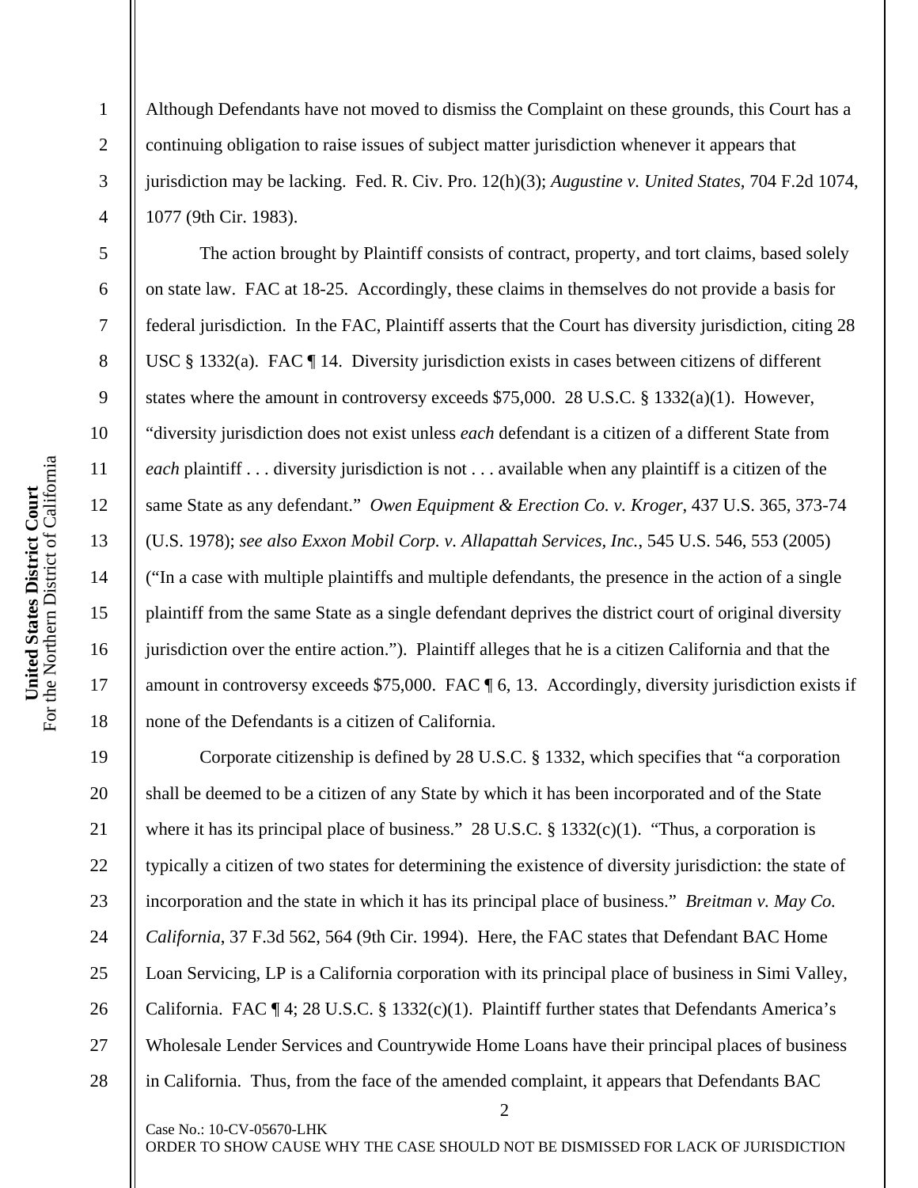Although Defendants have not moved to dismiss the Complaint on these grounds, this Court has a continuing obligation to raise issues of subject matter jurisdiction whenever it appears that jurisdiction may be lacking. Fed. R. Civ. Pro. 12(h)(3); *Augustine v. United States*, 704 F.2d 1074, 1077 (9th Cir. 1983).

The action brought by Plaintiff consists of contract, property, and tort claims, based solely on state law. FAC at 18-25. Accordingly, these claims in themselves do not provide a basis for federal jurisdiction. In the FAC, Plaintiff asserts that the Court has diversity jurisdiction, citing 28 USC § 1332(a). FAC ¶ 14. Diversity jurisdiction exists in cases between citizens of different states where the amount in controversy exceeds $75,000. 28 U.S.C. § 1332(a)(1). However, "diversity jurisdiction does not exist unless *each* defendant is a citizen of a different State from *each* plaintiff . . . diversity jurisdiction is not . . . available when any plaintiff is a citizen of the same State as any defendant." *Owen Equipment & Erection Co. v. Kroger*, 437 U.S. 365, 373-74 (U.S. 1978); *see also Exxon Mobil Corp. v. Allapattah Services, Inc.*, 545 U.S. 546, 553 (2005) ("In a case with multiple plaintiffs and multiple defendants, the presence in the action of a single plaintiff from the same State as a single defendant deprives the district court of original diversity jurisdiction over the entire action."). Plaintiff alleges that he is a citizen California and that the amount in controversy exceeds $75,000. FAC ¶ 6, 13. Accordingly, diversity jurisdiction exists if none of the Defendants is a citizen of California.

Corporate citizenship is defined by 28 U.S.C. § 1332, which specifies that "a corporation shall be deemed to be a citizen of any State by which it has been incorporated and of the State where it has its principal place of business." 28 U.S.C. § 1332(c)(1). "Thus, a corporation is typically a citizen of two states for determining the existence of diversity jurisdiction: the state of incorporation and the state in which it has its principal place of business." *Breitman v. May Co. California*, 37 F.3d 562, 564 (9th Cir. 1994). Here, the FAC states that Defendant BAC Home Loan Servicing, LP is a California corporation with its principal place of business in Simi Valley, California. FAC ¶ 4; 28 U.S.C. § 1332(c)(1). Plaintiff further states that Defendants America's Wholesale Lender Services and Countrywide Home Loans have their principal places of business in California. Thus, from the face of the amended complaint, it appears that Defendants BAC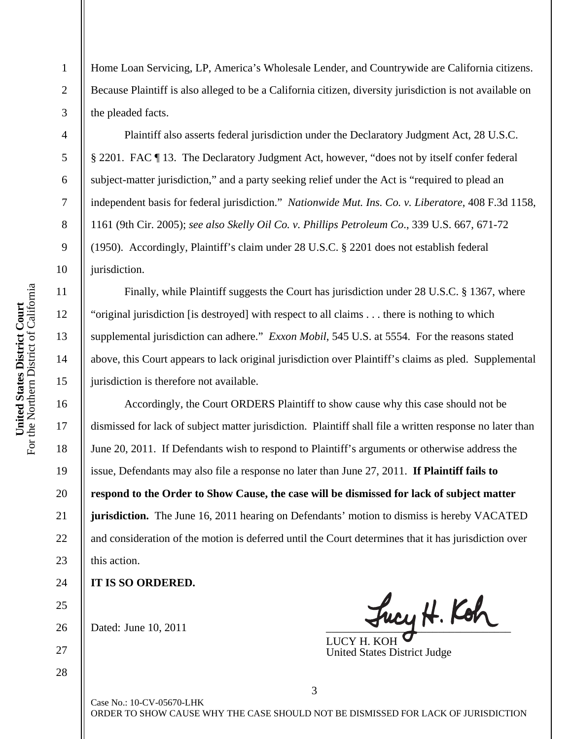Home Loan Servicing, LP, America's Wholesale Lender, and Countrywide are California citizens. Because Plaintiff is also alleged to be a California citizen, diversity jurisdiction is not available on the pleaded facts.

Plaintiff also asserts federal jurisdiction under the Declaratory Judgment Act, 28 U.S.C. § 2201. FAC ¶ 13. The Declaratory Judgment Act, however, "does not by itself confer federal subject-matter jurisdiction," and a party seeking relief under the Act is "required to plead an independent basis for federal jurisdiction." *Nationwide Mut. Ins. Co. v. Liberatore*, 408 F.3d 1158, 1161 (9th Cir. 2005); *see also Skelly Oil Co. v. Phillips Petroleum Co*., 339 U.S. 667, 671-72 (1950). Accordingly, Plaintiff's claim under 28 U.S.C. § 2201 does not establish federal jurisdiction.

Finally, while Plaintiff suggests the Court has jurisdiction under 28 U.S.C. § 1367, where "original jurisdiction [is destroyed] with respect to all claims . . . there is nothing to which supplemental jurisdiction can adhere." *Exxon Mobil*, 545 U.S. at 5554. For the reasons stated above, this Court appears to lack original jurisdiction over Plaintiff's claims as pled. Supplemental jurisdiction is therefore not available.

Accordingly, the Court ORDERS Plaintiff to show cause why this case should not be dismissed for lack of subject matter jurisdiction. Plaintiff shall file a written response no later than June 20, 2011. If Defendants wish to respond to Plaintiff's arguments or otherwise address the issue, Defendants may also file a response no later than June 27, 2011. **If Plaintiff fails to respond to the Order to Show Cause, the case will be dismissed for lack of subject matter jurisdiction.** The June 16, 2011 hearing on Defendants' motion to dismiss is hereby VACATED and consideration of the motion is deferred until the Court determines that it has jurisdiction over this action.

**IT IS SO ORDERED.**

Dated: June 10, 2011

LUCY H. KOH
United States District Judge

Case No.: 10-CV-05670-LHK
ORDER TO SHOW CAUSE WHY THE CASE SHOULD NOT BE DISMISSED FOR LACK OF JURISDICTION